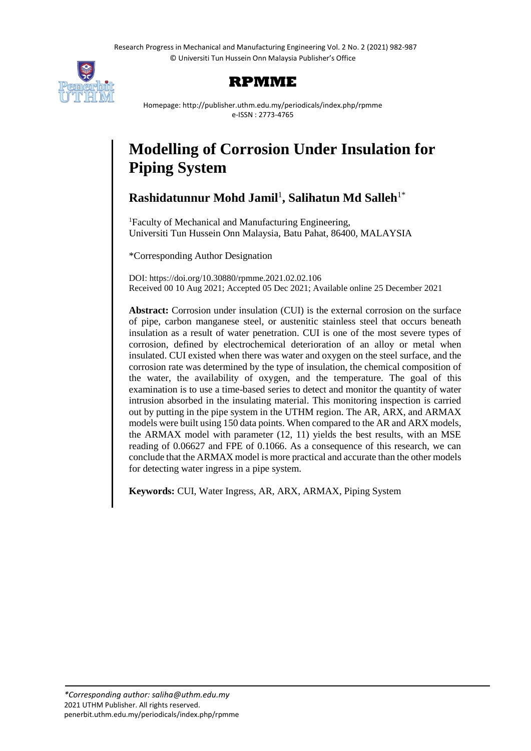# Modelling of Corrosion Under Insulation for Piping System

**Rashidatunnur Mohd Jamil**[1]**, Salihatun Md Salleh**[1*]

[1]Faculty of Mechanical and Manufacturing Engineering, Universiti Tun Hussein Onn Malaysia, Batu Pahat, 86400, MALAYSIA

*Corresponding Author Designation

DOI: https://doi.org/10.30880/rpmme.2021.02.02.106
Received 00 10 Aug 2021; Accepted 05 Dec 2021; Available online 25 December 2021

**Abstract:** Corrosion under insulation (CUI) is the external corrosion on the surface of pipe, carbon manganese steel, or austenitic stainless steel that occurs beneath insulation as a result of water penetration. CUI is one of the most severe types of corrosion, defined by electrochemical deterioration of an alloy or metal when insulated. CUI existed when there was water and oxygen on the steel surface, and the corrosion rate was determined by the type of insulation, the chemical composition of the water, the availability of oxygen, and the temperature. The goal of this examination is to use a time-based series to detect and monitor the quantity of water intrusion absorbed in the insulating material. This monitoring inspection is carried out by putting in the pipe system in the UTHM region. The AR, ARX, and ARMAX models were built using 150 data points. When compared to the AR and ARX models, the ARMAX model with parameter (12, 11) yields the best results, with an MSE reading of 0.06627 and FPE of 0.1066. As a consequence of this research, we can conclude that the ARMAX model is more practical and accurate than the other models for detecting water ingress in a pipe system.

**Keywords:** CUI, Water Ingress, AR, ARX, ARMAX, Piping System

*\*Corresponding author: saliha@uthm.edu.my*
2021 UTHM Publisher. All rights reserved.
penerbit.uthm.edu.my/periodicals/index.php/rpmme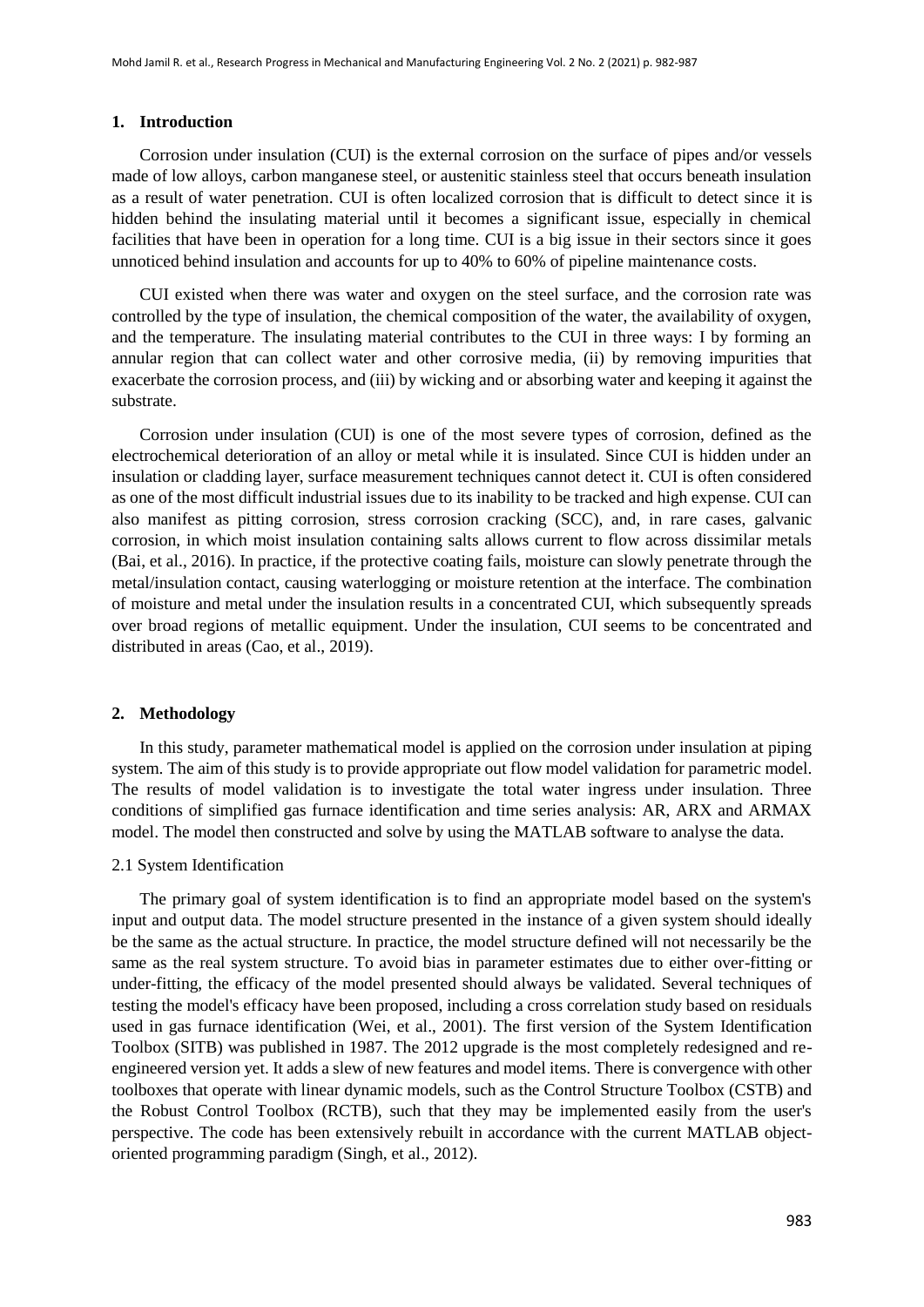## 1. Introduction

Corrosion under insulation (CUI) is the external corrosion on the surface of pipes and/or vessels made of low alloys, carbon manganese steel, or austenitic stainless steel that occurs beneath insulation as a result of water penetration. CUI is often localized corrosion that is difficult to detect since it is hidden behind the insulating material until it becomes a significant issue, especially in chemical facilities that have been in operation for a long time. CUI is a big issue in their sectors since it goes unnoticed behind insulation and accounts for up to 40% to 60% of pipeline maintenance costs.

CUI existed when there was water and oxygen on the steel surface, and the corrosion rate was controlled by the type of insulation, the chemical composition of the water, the availability of oxygen, and the temperature. The insulating material contributes to the CUI in three ways: I by forming an annular region that can collect water and other corrosive media, (ii) by removing impurities that exacerbate the corrosion process, and (iii) by wicking and or absorbing water and keeping it against the substrate.

Corrosion under insulation (CUI) is one of the most severe types of corrosion, defined as the electrochemical deterioration of an alloy or metal while it is insulated. Since CUI is hidden under an insulation or cladding layer, surface measurement techniques cannot detect it. CUI is often considered as one of the most difficult industrial issues due to its inability to be tracked and high expense. CUI can also manifest as pitting corrosion, stress corrosion cracking (SCC), and, in rare cases, galvanic corrosion, in which moist insulation containing salts allows current to flow across dissimilar metals (Bai, et al., 2016). In practice, if the protective coating fails, moisture can slowly penetrate through the metal/insulation contact, causing waterlogging or moisture retention at the interface. The combination of moisture and metal under the insulation results in a concentrated CUI, which subsequently spreads over broad regions of metallic equipment. Under the insulation, CUI seems to be concentrated and distributed in areas (Cao, et al., 2019).

## 2. Methodology

In this study, parameter mathematical model is applied on the corrosion under insulation at piping system. The aim of this study is to provide appropriate out flow model validation for parametric model. The results of model validation is to investigate the total water ingress under insulation. Three conditions of simplified gas furnace identification and time series analysis: AR, ARX and ARMAX model. The model then constructed and solve by using the MATLAB software to analyse the data.

### 2.1 System Identification

The primary goal of system identification is to find an appropriate model based on the system's input and output data. The model structure presented in the instance of a given system should ideally be the same as the actual structure. In practice, the model structure defined will not necessarily be the same as the real system structure. To avoid bias in parameter estimates due to either over-fitting or under-fitting, the efficacy of the model presented should always be validated. Several techniques of testing the model's efficacy have been proposed, including a cross correlation study based on residuals used in gas furnace identification (Wei, et al., 2001). The first version of the System Identification Toolbox (SITB) was published in 1987. The 2012 upgrade is the most completely redesigned and re-engineered version yet. It adds a slew of new features and model items. There is convergence with other toolboxes that operate with linear dynamic models, such as the Control Structure Toolbox (CSTB) and the Robust Control Toolbox (RCTB), such that they may be implemented easily from the user's perspective. The code has been extensively rebuilt in accordance with the current MATLAB object-oriented programming paradigm (Singh, et al., 2012).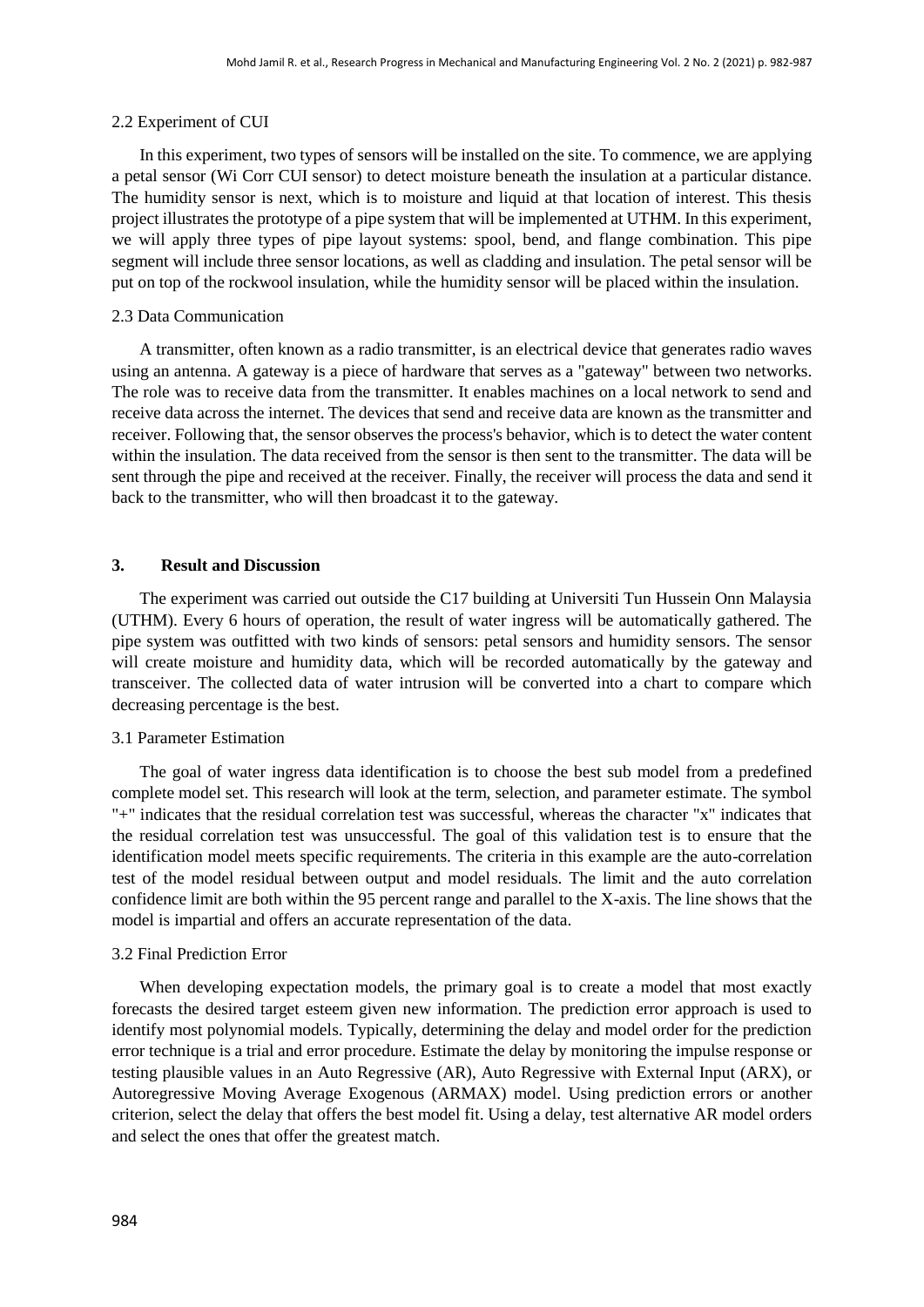### 2.2 Experiment of CUI

In this experiment, two types of sensors will be installed on the site. To commence, we are applying a petal sensor (Wi Corr CUI sensor) to detect moisture beneath the insulation at a particular distance. The humidity sensor is next, which is to moisture and liquid at that location of interest. This thesis project illustrates the prototype of a pipe system that will be implemented at UTHM. In this experiment, we will apply three types of pipe layout systems: spool, bend, and flange combination. This pipe segment will include three sensor locations, as well as cladding and insulation. The petal sensor will be put on top of the rockwool insulation, while the humidity sensor will be placed within the insulation.

### 2.3 Data Communication

A transmitter, often known as a radio transmitter, is an electrical device that generates radio waves using an antenna. A gateway is a piece of hardware that serves as a "gateway" between two networks. The role was to receive data from the transmitter. It enables machines on a local network to send and receive data across the internet. The devices that send and receive data are known as the transmitter and receiver. Following that, the sensor observes the process's behavior, which is to detect the water content within the insulation. The data received from the sensor is then sent to the transmitter. The data will be sent through the pipe and received at the receiver. Finally, the receiver will process the data and send it back to the transmitter, who will then broadcast it to the gateway.

## 3. Result and Discussion

The experiment was carried out outside the C17 building at Universiti Tun Hussein Onn Malaysia (UTHM). Every 6 hours of operation, the result of water ingress will be automatically gathered. The pipe system was outfitted with two kinds of sensors: petal sensors and humidity sensors. The sensor will create moisture and humidity data, which will be recorded automatically by the gateway and transceiver. The collected data of water intrusion will be converted into a chart to compare which decreasing percentage is the best.

### 3.1 Parameter Estimation

The goal of water ingress data identification is to choose the best sub model from a predefined complete model set. This research will look at the term, selection, and parameter estimate. The symbol "+" indicates that the residual correlation test was successful, whereas the character "x" indicates that the residual correlation test was unsuccessful. The goal of this validation test is to ensure that the identification model meets specific requirements. The criteria in this example are the auto-correlation test of the model residual between output and model residuals. The limit and the auto correlation confidence limit are both within the 95 percent range and parallel to the X-axis. The line shows that the model is impartial and offers an accurate representation of the data.

### 3.2 Final Prediction Error

When developing expectation models, the primary goal is to create a model that most exactly forecasts the desired target esteem given new information. The prediction error approach is used to identify most polynomial models. Typically, determining the delay and model order for the prediction error technique is a trial and error procedure. Estimate the delay by monitoring the impulse response or testing plausible values in an Auto Regressive (AR), Auto Regressive with External Input (ARX), or Autoregressive Moving Average Exogenous (ARMAX) model. Using prediction errors or another criterion, select the delay that offers the best model fit. Using a delay, test alternative AR model orders and select the ones that offer the greatest match.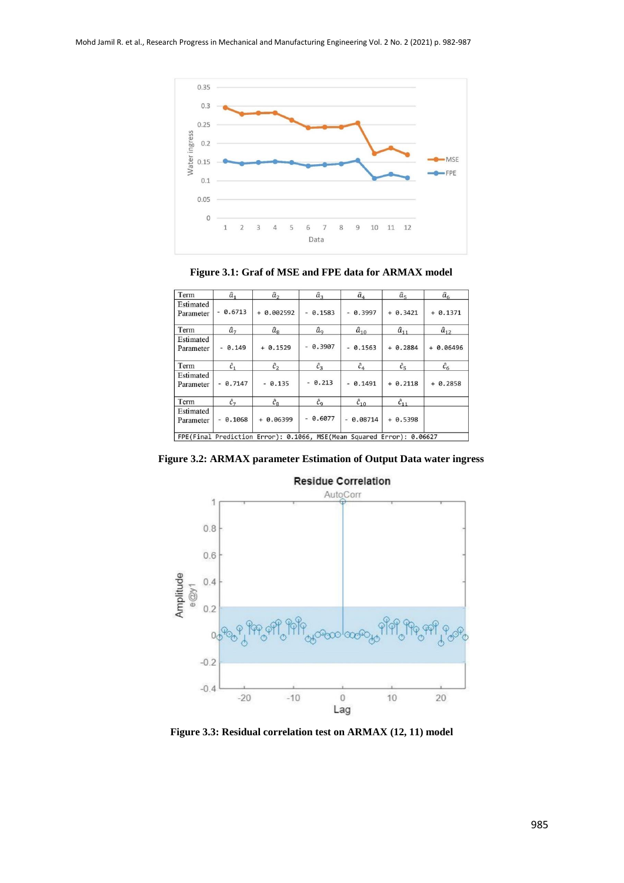Figure 3.1: Graf of MSE and FPE data for ARMAX model

| Term | $\hat{a}_1$ | $\hat{a}_2$ | $\hat{a}_3$ | $\hat{a}_4$ | $\hat{a}_5$ | $\hat{a}_6$ |
|---|---|---|---|---|---|---|
| Estimated Parameter | - 0.6713 | + 0.002592 | - 0.1583 | - 0.3997 | + 0.3421 | + 0.1371 |
| Term | $\hat{a}_7$ | $\hat{a}_8$ | $\hat{a}_9$ | $\hat{a}_{10}$ | $\hat{a}_{11}$ | $\hat{a}_{12}$ |
| Estimated Parameter | - 0.149 | + 0.1529 | - 0.3907 | - 0.1563 | + 0.2884 | + 0.06496 |
| Term | $\hat{c}_1$ | $\hat{c}_2$ | $\hat{c}_3$ | $\hat{c}_4$ | $\hat{c}_5$ | $\hat{c}_6$ |
| Estimated Parameter | - 0.7147 | - 0.135 | - 0.213 | - 0.1491 | + 0.2118 | + 0.2858 |
| Term | $\hat{c}_7$ | $\hat{c}_8$ | $\hat{c}_9$ | $\hat{c}_{10}$ | $\hat{c}_{11}$ | |
| Estimated Parameter | - 0.1068 | + 0.06399 | - 0.6077 | - 0.08714 | + 0.5398 | |
| FPE(Final Prediction Error): 0.1066, MSE(Mean Squared Error): 0.06627 | | | | | | |

Figure 3.2: ARMAX parameter Estimation of Output Data water ingress

Figure 3.3: Residual correlation test on ARMAX (12, 11) model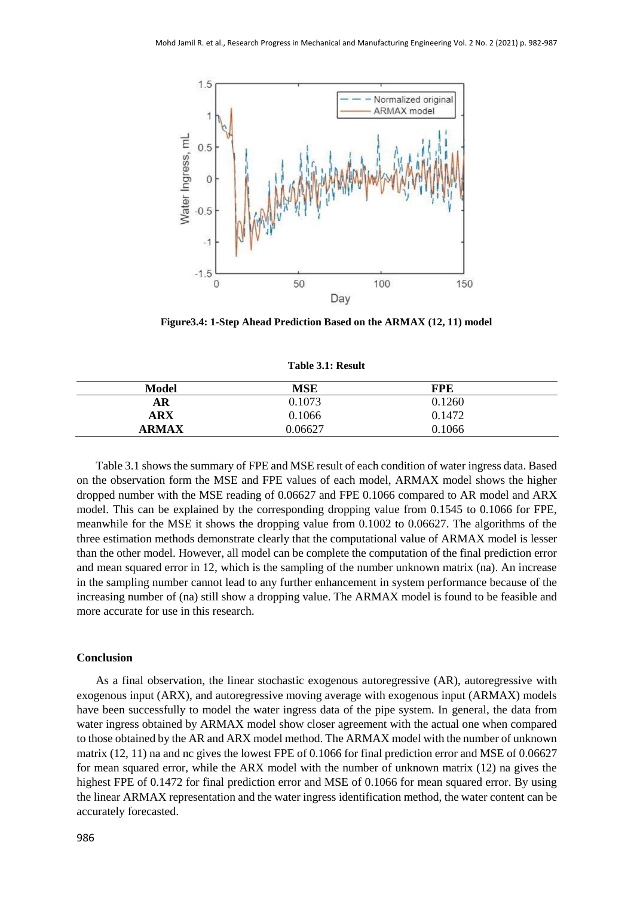Figure3.4: 1-Step Ahead Prediction Based on the ARMAX (12, 11) model

**Table 3.1: Result**

| Model | MSE | FPE |
|---|---|---|
| **AR** | 0.1073 | 0.1260 |
| **ARX** | 0.1066 | 0.1472 |
| **ARMAX** | 0.06627 | 0.1066 |

Table 3.1 shows the summary of FPE and MSE result of each condition of water ingress data. Based on the observation form the MSE and FPE values of each model, ARMAX model shows the higher dropped number with the MSE reading of 0.06627 and FPE 0.1066 compared to AR model and ARX model. This can be explained by the corresponding dropping value from 0.1545 to 0.1066 for FPE, meanwhile for the MSE it shows the dropping value from 0.1002 to 0.06627. The algorithms of the three estimation methods demonstrate clearly that the computational value of ARMAX model is lesser than the other model. However, all model can be complete the computation of the final prediction error and mean squared error in 12, which is the sampling of the number unknown matrix (na). An increase in the sampling number cannot lead to any further enhancement in system performance because of the increasing number of (na) still show a dropping value. The ARMAX model is found to be feasible and more accurate for use in this research.

## Conclusion

As a final observation, the linear stochastic exogenous autoregressive (AR), autoregressive with exogenous input (ARX), and autoregressive moving average with exogenous input (ARMAX) models have been successfully to model the water ingress data of the pipe system. In general, the data from water ingress obtained by ARMAX model show closer agreement with the actual one when compared to those obtained by the AR and ARX model method. The ARMAX model with the number of unknown matrix (12, 11) na and nc gives the lowest FPE of 0.1066 for final prediction error and MSE of 0.06627 for mean squared error, while the ARX model with the number of unknown matrix (12) na gives the highest FPE of 0.1472 for final prediction error and MSE of 0.1066 for mean squared error. By using the linear ARMAX representation and the water ingress identification method, the water content can be accurately forecasted.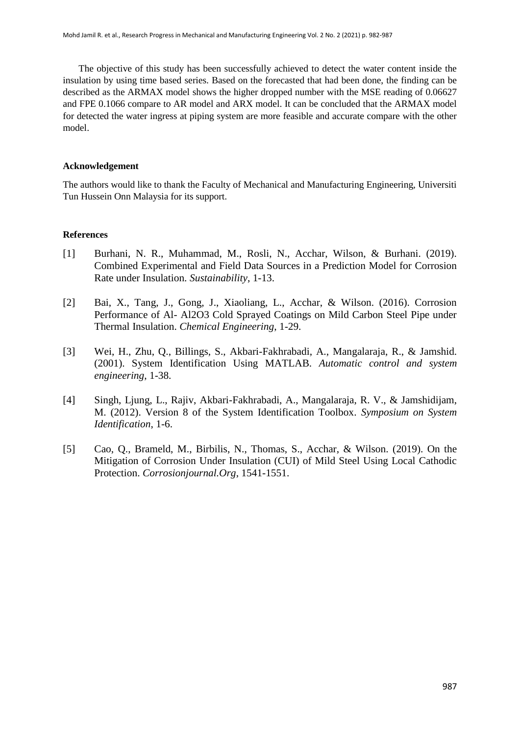The objective of this study has been successfully achieved to detect the water content inside the insulation by using time based series. Based on the forecasted that had been done, the finding can be described as the ARMAX model shows the higher dropped number with the MSE reading of 0.06627 and FPE 0.1066 compare to AR model and ARX model. It can be concluded that the ARMAX model for detected the water ingress at piping system are more feasible and accurate compare with the other model.

### Acknowledgement

The authors would like to thank the Faculty of Mechanical and Manufacturing Engineering, Universiti Tun Hussein Onn Malaysia for its support.

### References

[1] Burhani, N. R., Muhammad, M., Rosli, N., Acchar, Wilson, & Burhani. (2019). Combined Experimental and Field Data Sources in a Prediction Model for Corrosion Rate under Insulation. *Sustainability*, 1-13.

[2] Bai, X., Tang, J., Gong, J., Xiaoliang, L., Acchar, & Wilson. (2016). Corrosion Performance of Al- Al2O3 Cold Sprayed Coatings on Mild Carbon Steel Pipe under Thermal Insulation. *Chemical Engineering*, 1-29.

[3] Wei, H., Zhu, Q., Billings, S., Akbari-Fakhrabadi, A., Mangalaraja, R., & Jamshid. (2001). System Identification Using MATLAB. *Automatic control and system engineering*, 1-38.

[4] Singh, Ljung, L., Rajiv, Akbari-Fakhrabadi, A., Mangalaraja, R. V., & Jamshidijam, M. (2012). Version 8 of the System Identification Toolbox. *Symposium on System Identification*, 1-6.

[5] Cao, Q., Brameld, M., Birbilis, N., Thomas, S., Acchar, & Wilson. (2019). On the Mitigation of Corrosion Under Insulation (CUI) of Mild Steel Using Local Cathodic Protection. *Corrosionjournal.Org*, 1541-1551.